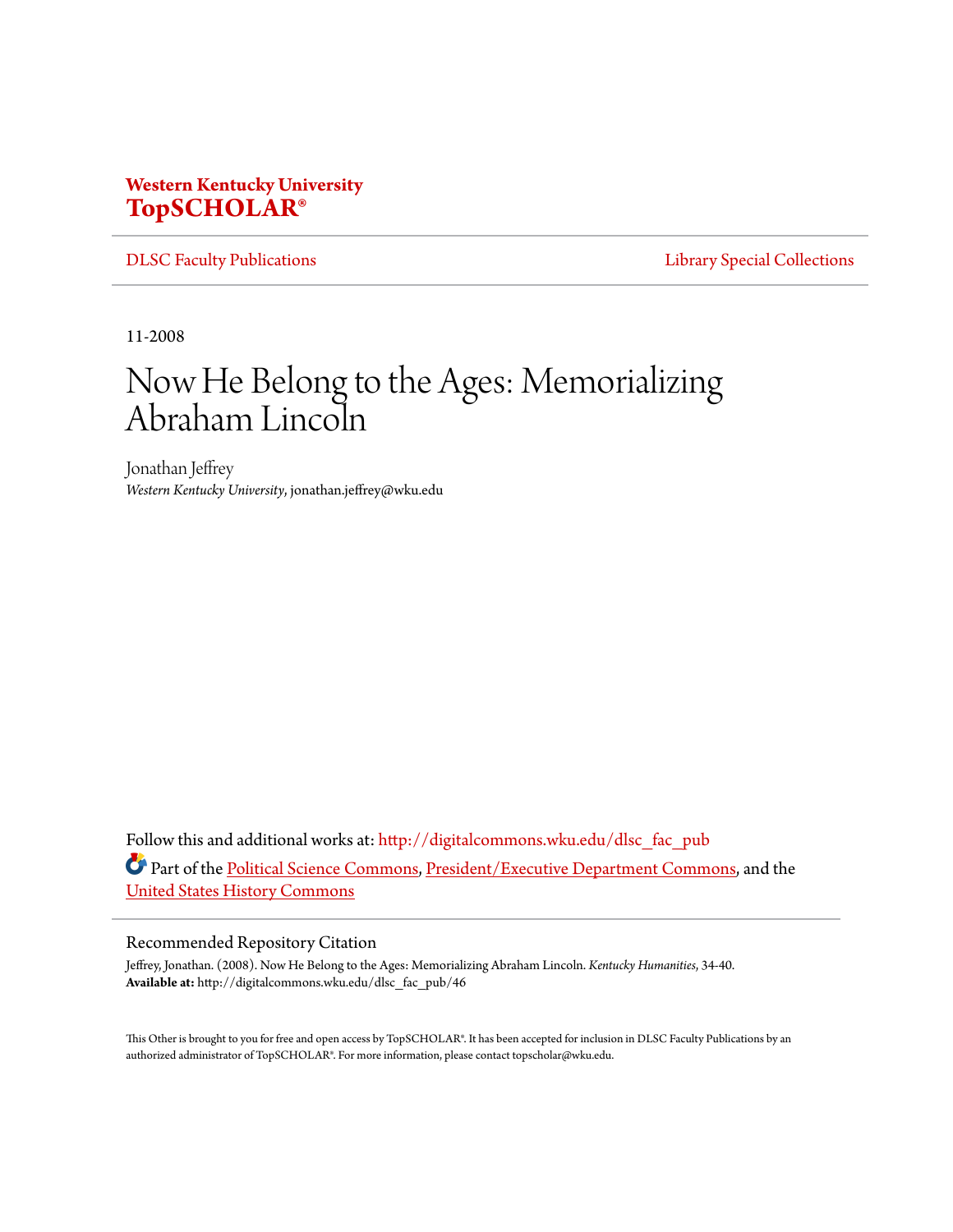**Western Kentucky University**
**TopSCHOLAR®**

DLSC Faculty Publications | Library Special Collections

11-2008

# Now He Belong to the Ages: Memorializing Abraham Lincoln

Jonathan Jeffrey
*Western Kentucky University*, jonathan.jeffrey@wku.edu

Follow this and additional works at: http://digitalcommons.wku.edu/dlsc_fac_pub

Part of the Political Science Commons, President/Executive Department Commons, and the United States History Commons

## Recommended Repository Citation

Jeffrey, Jonathan. (2008). Now He Belong to the Ages: Memorializing Abraham Lincoln. *Kentucky Humanities*, 34-40.
**Available at:** http://digitalcommons.wku.edu/dlsc_fac_pub/46

This Other is brought to you for free and open access by TopSCHOLAR®. It has been accepted for inclusion in DLSC Faculty Publications by an authorized administrator of TopSCHOLAR®. For more information, please contact topscholar@wku.edu.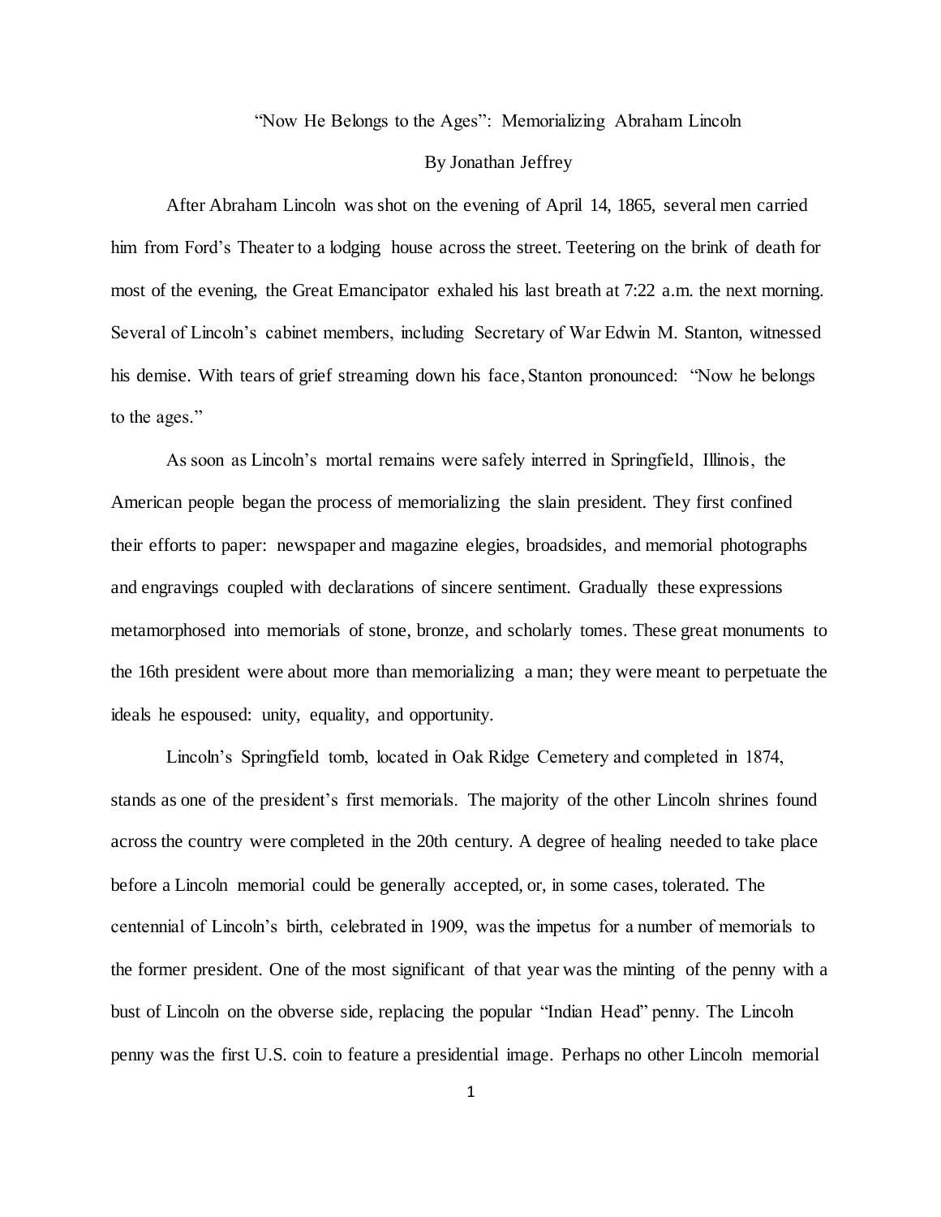# "Now He Belongs to the Ages": Memorializing Abraham Lincoln

By Jonathan Jeffrey

After Abraham Lincoln was shot on the evening of April 14, 1865, several men carried him from Ford's Theater to a lodging house across the street. Teetering on the brink of death for most of the evening, the Great Emancipator exhaled his last breath at 7:22 a.m. the next morning. Several of Lincoln's cabinet members, including Secretary of War Edwin M. Stanton, witnessed his demise. With tears of grief streaming down his face, Stanton pronounced: "Now he belongs to the ages."

As soon as Lincoln's mortal remains were safely interred in Springfield, Illinois, the American people began the process of memorializing the slain president. They first confined their efforts to paper: newspaper and magazine elegies, broadsides, and memorial photographs and engravings coupled with declarations of sincere sentiment. Gradually these expressions metamorphosed into memorials of stone, bronze, and scholarly tomes. These great monuments to the 16th president were about more than memorializing a man; they were meant to perpetuate the ideals he espoused: unity, equality, and opportunity.

Lincoln's Springfield tomb, located in Oak Ridge Cemetery and completed in 1874, stands as one of the president's first memorials. The majority of the other Lincoln shrines found across the country were completed in the 20th century. A degree of healing needed to take place before a Lincoln memorial could be generally accepted, or, in some cases, tolerated. The centennial of Lincoln's birth, celebrated in 1909, was the impetus for a number of memorials to the former president. One of the most significant of that year was the minting of the penny with a bust of Lincoln on the obverse side, replacing the popular "Indian Head" penny. The Lincoln penny was the first U.S. coin to feature a presidential image. Perhaps no other Lincoln memorial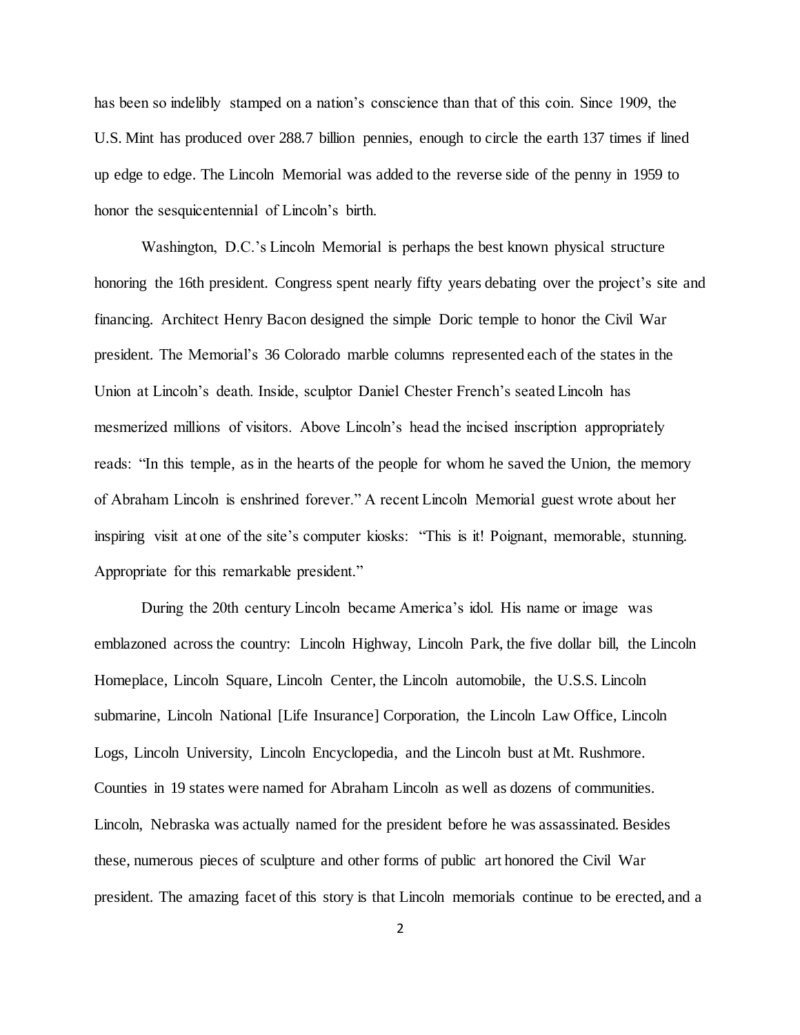has been so indelibly stamped on a nation's conscience than that of this coin. Since 1909, the U.S. Mint has produced over 288.7 billion pennies, enough to circle the earth 137 times if lined up edge to edge. The Lincoln Memorial was added to the reverse side of the penny in 1959 to honor the sesquicentennial of Lincoln's birth.

Washington, D.C.'s Lincoln Memorial is perhaps the best known physical structure honoring the 16th president. Congress spent nearly fifty years debating over the project's site and financing. Architect Henry Bacon designed the simple Doric temple to honor the Civil War president. The Memorial's 36 Colorado marble columns represented each of the states in the Union at Lincoln's death. Inside, sculptor Daniel Chester French's seated Lincoln has mesmerized millions of visitors. Above Lincoln's head the incised inscription appropriately reads: "In this temple, as in the hearts of the people for whom he saved the Union, the memory of Abraham Lincoln is enshrined forever." A recent Lincoln Memorial guest wrote about her inspiring visit at one of the site's computer kiosks: "This is it! Poignant, memorable, stunning. Appropriate for this remarkable president."

During the 20th century Lincoln became America's idol. His name or image was emblazoned across the country: Lincoln Highway, Lincoln Park, the five dollar bill, the Lincoln Homeplace, Lincoln Square, Lincoln Center, the Lincoln automobile, the U.S.S. Lincoln submarine, Lincoln National [Life Insurance] Corporation, the Lincoln Law Office, Lincoln Logs, Lincoln University, Lincoln Encyclopedia, and the Lincoln bust at Mt. Rushmore. Counties in 19 states were named for Abraham Lincoln as well as dozens of communities. Lincoln, Nebraska was actually named for the president before he was assassinated. Besides these, numerous pieces of sculpture and other forms of public art honored the Civil War president. The amazing facet of this story is that Lincoln memorials continue to be erected, and a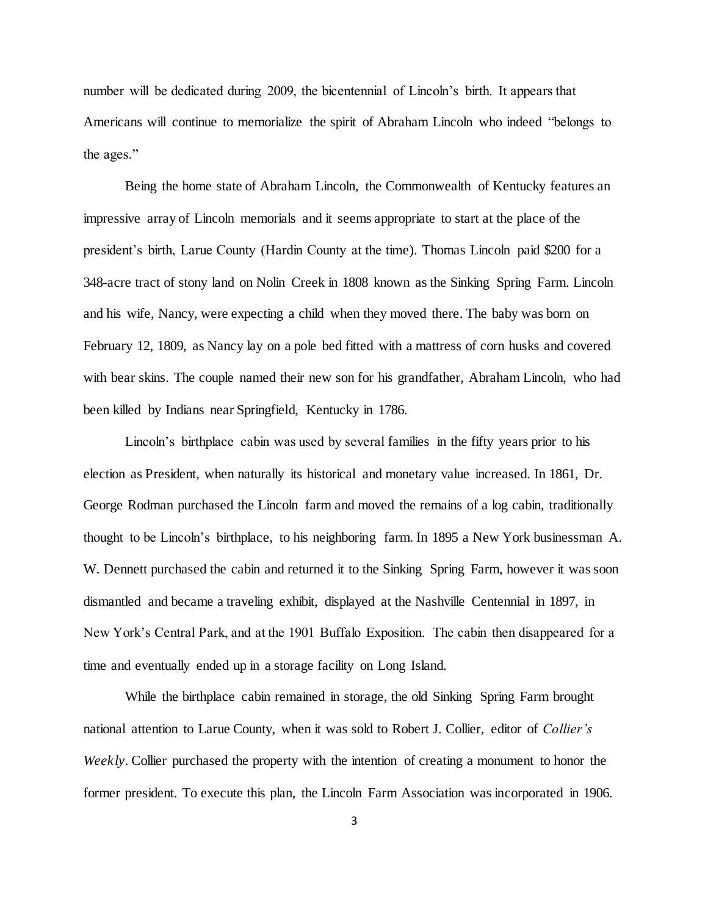number will be dedicated during 2009, the bicentennial of Lincoln's birth. It appears that Americans will continue to memorialize the spirit of Abraham Lincoln who indeed "belongs to the ages."

Being the home state of Abraham Lincoln, the Commonwealth of Kentucky features an impressive array of Lincoln memorials and it seems appropriate to start at the place of the president's birth, Larue County (Hardin County at the time). Thomas Lincoln paid $200 for a 348-acre tract of stony land on Nolin Creek in 1808 known as the Sinking Spring Farm. Lincoln and his wife, Nancy, were expecting a child when they moved there. The baby was born on February 12, 1809, as Nancy lay on a pole bed fitted with a mattress of corn husks and covered with bear skins. The couple named their new son for his grandfather, Abraham Lincoln, who had been killed by Indians near Springfield, Kentucky in 1786.

Lincoln's birthplace cabin was used by several families in the fifty years prior to his election as President, when naturally its historical and monetary value increased. In 1861, Dr. George Rodman purchased the Lincoln farm and moved the remains of a log cabin, traditionally thought to be Lincoln's birthplace, to his neighboring farm. In 1895 a New York businessman A. W. Dennett purchased the cabin and returned it to the Sinking Spring Farm, however it was soon dismantled and became a traveling exhibit, displayed at the Nashville Centennial in 1897, in New York's Central Park, and at the 1901 Buffalo Exposition. The cabin then disappeared for a time and eventually ended up in a storage facility on Long Island.

While the birthplace cabin remained in storage, the old Sinking Spring Farm brought national attention to Larue County, when it was sold to Robert J. Collier, editor of *Collier's Weekly*. Collier purchased the property with the intention of creating a monument to honor the former president. To execute this plan, the Lincoln Farm Association was incorporated in 1906.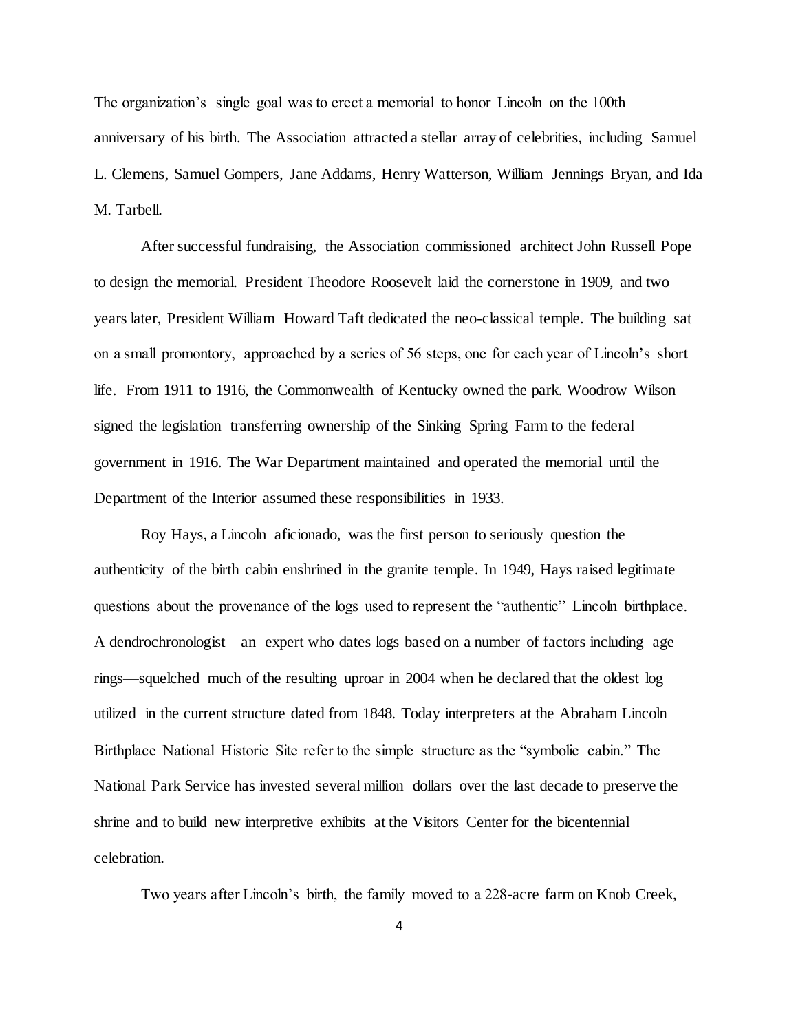The organization's single goal was to erect a memorial to honor Lincoln on the 100th anniversary of his birth. The Association attracted a stellar array of celebrities, including Samuel L. Clemens, Samuel Gompers, Jane Addams, Henry Watterson, William Jennings Bryan, and Ida M. Tarbell.

After successful fundraising, the Association commissioned architect John Russell Pope to design the memorial. President Theodore Roosevelt laid the cornerstone in 1909, and two years later, President William Howard Taft dedicated the neo-classical temple. The building sat on a small promontory, approached by a series of 56 steps, one for each year of Lincoln's short life. From 1911 to 1916, the Commonwealth of Kentucky owned the park. Woodrow Wilson signed the legislation transferring ownership of the Sinking Spring Farm to the federal government in 1916. The War Department maintained and operated the memorial until the Department of the Interior assumed these responsibilities in 1933.

Roy Hays, a Lincoln aficionado, was the first person to seriously question the authenticity of the birth cabin enshrined in the granite temple. In 1949, Hays raised legitimate questions about the provenance of the logs used to represent the "authentic" Lincoln birthplace. A dendrochronologist—an expert who dates logs based on a number of factors including age rings—squelched much of the resulting uproar in 2004 when he declared that the oldest log utilized in the current structure dated from 1848. Today interpreters at the Abraham Lincoln Birthplace National Historic Site refer to the simple structure as the "symbolic cabin." The National Park Service has invested several million dollars over the last decade to preserve the shrine and to build new interpretive exhibits at the Visitors Center for the bicentennial celebration.

Two years after Lincoln's birth, the family moved to a 228-acre farm on Knob Creek,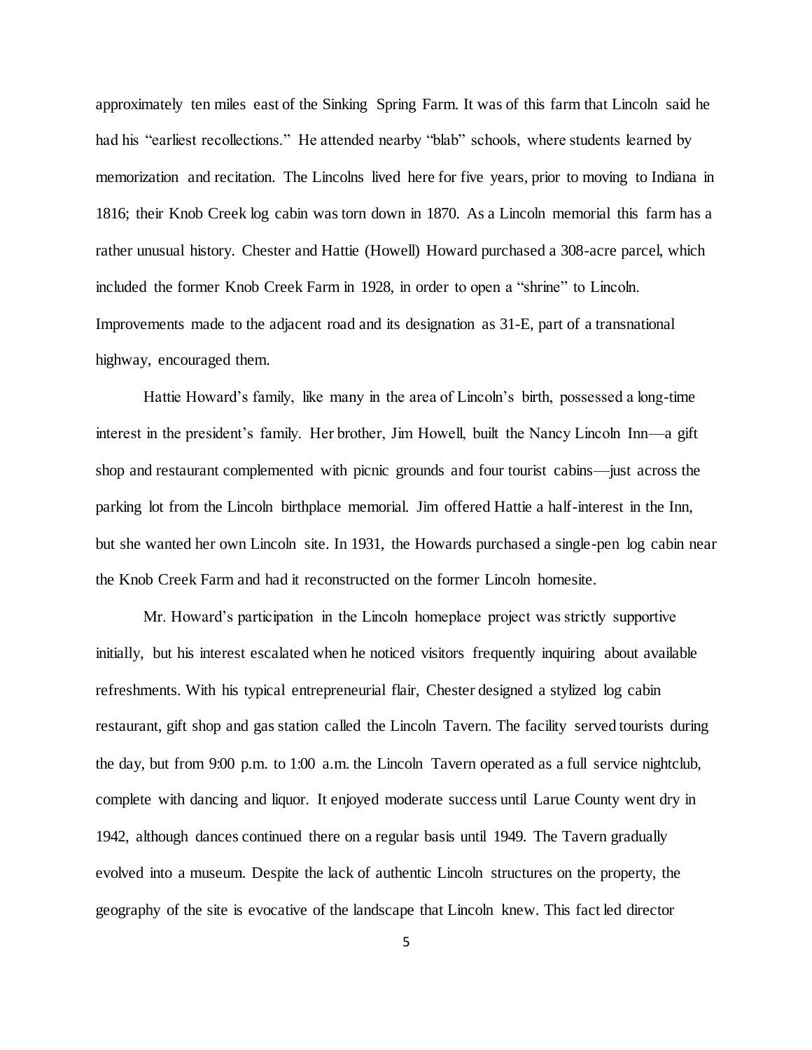approximately ten miles east of the Sinking Spring Farm. It was of this farm that Lincoln said he had his "earliest recollections." He attended nearby "blab" schools, where students learned by memorization and recitation. The Lincolns lived here for five years, prior to moving to Indiana in 1816; their Knob Creek log cabin was torn down in 1870. As a Lincoln memorial this farm has a rather unusual history. Chester and Hattie (Howell) Howard purchased a 308-acre parcel, which included the former Knob Creek Farm in 1928, in order to open a "shrine" to Lincoln. Improvements made to the adjacent road and its designation as 31-E, part of a transnational highway, encouraged them.

Hattie Howard's family, like many in the area of Lincoln's birth, possessed a long-time interest in the president's family. Her brother, Jim Howell, built the Nancy Lincoln Inn—a gift shop and restaurant complemented with picnic grounds and four tourist cabins—just across the parking lot from the Lincoln birthplace memorial. Jim offered Hattie a half-interest in the Inn, but she wanted her own Lincoln site. In 1931, the Howards purchased a single-pen log cabin near the Knob Creek Farm and had it reconstructed on the former Lincoln homesite.

Mr. Howard's participation in the Lincoln homeplace project was strictly supportive initially, but his interest escalated when he noticed visitors frequently inquiring about available refreshments. With his typical entrepreneurial flair, Chester designed a stylized log cabin restaurant, gift shop and gas station called the Lincoln Tavern. The facility served tourists during the day, but from 9:00 p.m. to 1:00 a.m. the Lincoln Tavern operated as a full service nightclub, complete with dancing and liquor. It enjoyed moderate success until Larue County went dry in 1942, although dances continued there on a regular basis until 1949. The Tavern gradually evolved into a museum. Despite the lack of authentic Lincoln structures on the property, the geography of the site is evocative of the landscape that Lincoln knew. This fact led director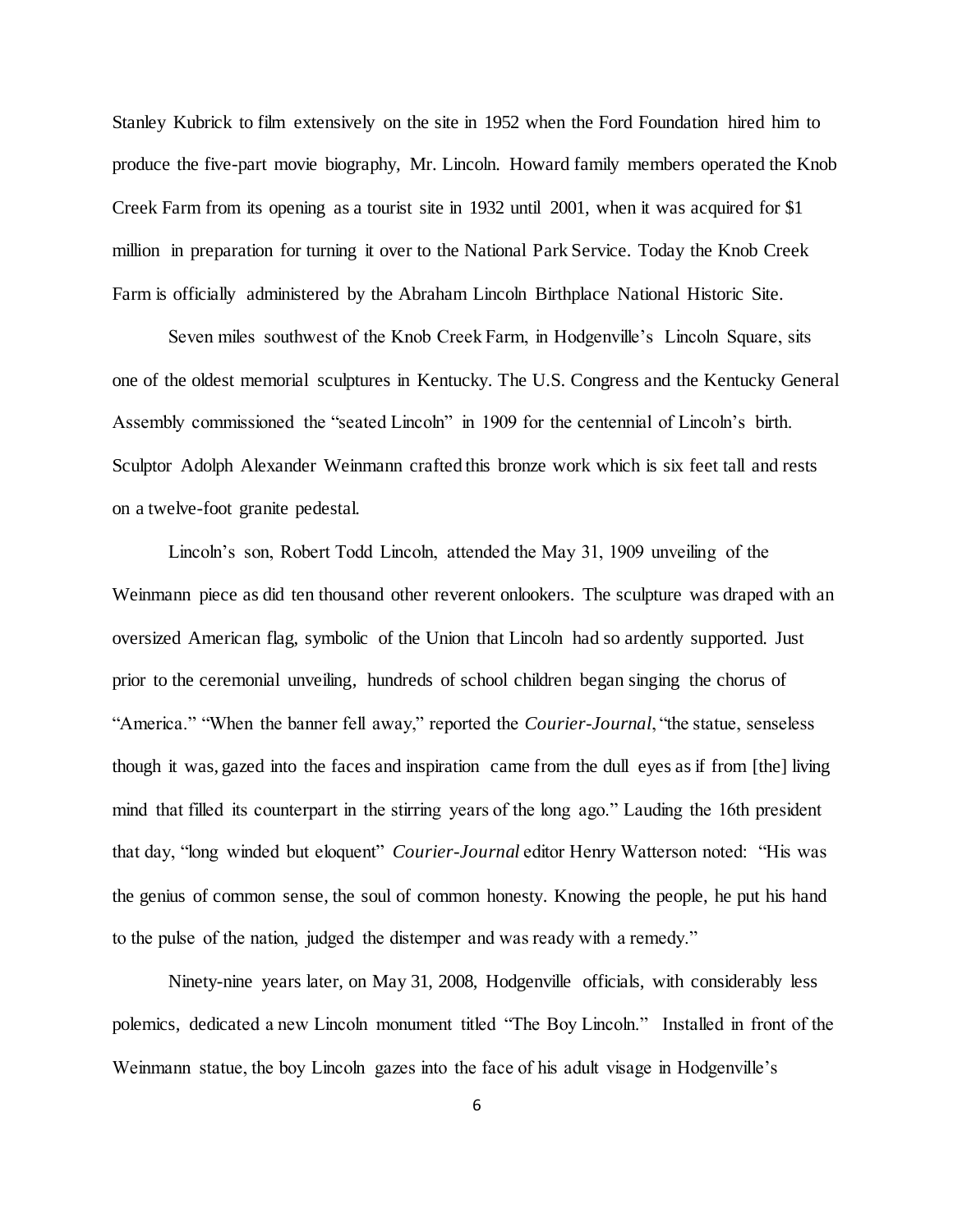Stanley Kubrick to film extensively on the site in 1952 when the Ford Foundation hired him to produce the five-part movie biography, Mr. Lincoln. Howard family members operated the Knob Creek Farm from its opening as a tourist site in 1932 until 2001, when it was acquired for $1 million in preparation for turning it over to the National Park Service. Today the Knob Creek Farm is officially administered by the Abraham Lincoln Birthplace National Historic Site.

Seven miles southwest of the Knob Creek Farm, in Hodgenville's Lincoln Square, sits one of the oldest memorial sculptures in Kentucky. The U.S. Congress and the Kentucky General Assembly commissioned the "seated Lincoln" in 1909 for the centennial of Lincoln's birth. Sculptor Adolph Alexander Weinmann crafted this bronze work which is six feet tall and rests on a twelve-foot granite pedestal.

Lincoln's son, Robert Todd Lincoln, attended the May 31, 1909 unveiling of the Weinmann piece as did ten thousand other reverent onlookers. The sculpture was draped with an oversized American flag, symbolic of the Union that Lincoln had so ardently supported. Just prior to the ceremonial unveiling, hundreds of school children began singing the chorus of "America." "When the banner fell away," reported the *Courier-Journal*, "the statue, senseless though it was, gazed into the faces and inspiration came from the dull eyes as if from [the] living mind that filled its counterpart in the stirring years of the long ago." Lauding the 16th president that day, "long winded but eloquent" *Courier-Journal* editor Henry Watterson noted: "His was the genius of common sense, the soul of common honesty. Knowing the people, he put his hand to the pulse of the nation, judged the distemper and was ready with a remedy."

Ninety-nine years later, on May 31, 2008, Hodgenville officials, with considerably less polemics, dedicated a new Lincoln monument titled "The Boy Lincoln." Installed in front of the Weinmann statue, the boy Lincoln gazes into the face of his adult visage in Hodgenville's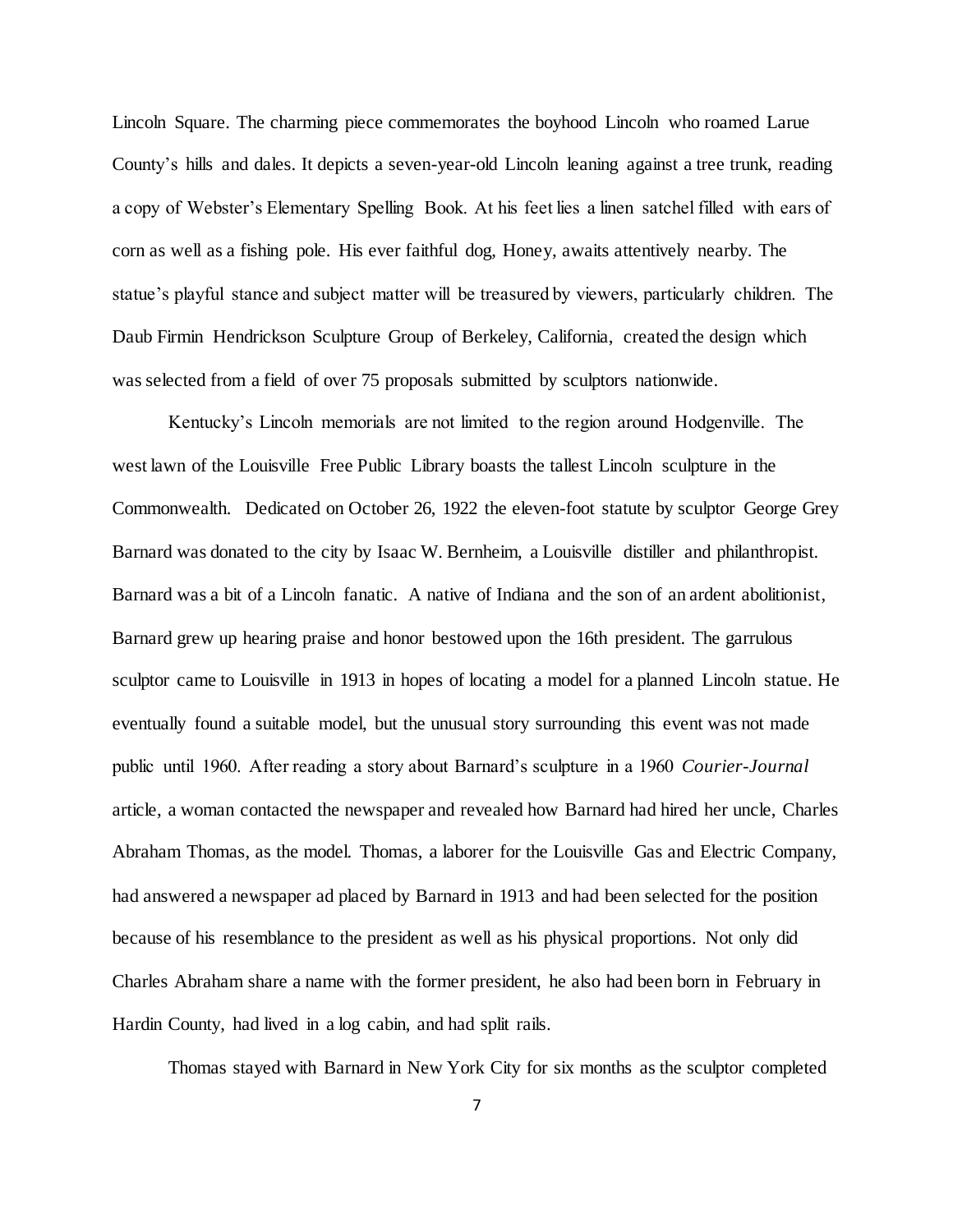Lincoln Square. The charming piece commemorates the boyhood Lincoln who roamed Larue County's hills and dales. It depicts a seven-year-old Lincoln leaning against a tree trunk, reading a copy of Webster's Elementary Spelling Book. At his feet lies a linen satchel filled with ears of corn as well as a fishing pole. His ever faithful dog, Honey, awaits attentively nearby. The statue's playful stance and subject matter will be treasured by viewers, particularly children. The Daub Firmin Hendrickson Sculpture Group of Berkeley, California, created the design which was selected from a field of over 75 proposals submitted by sculptors nationwide.

Kentucky's Lincoln memorials are not limited to the region around Hodgenville. The west lawn of the Louisville Free Public Library boasts the tallest Lincoln sculpture in the Commonwealth. Dedicated on October 26, 1922 the eleven-foot statute by sculptor George Grey Barnard was donated to the city by Isaac W. Bernheim, a Louisville distiller and philanthropist. Barnard was a bit of a Lincoln fanatic. A native of Indiana and the son of an ardent abolitionist, Barnard grew up hearing praise and honor bestowed upon the 16th president. The garrulous sculptor came to Louisville in 1913 in hopes of locating a model for a planned Lincoln statue. He eventually found a suitable model, but the unusual story surrounding this event was not made public until 1960. After reading a story about Barnard's sculpture in a 1960 *Courier-Journal* article, a woman contacted the newspaper and revealed how Barnard had hired her uncle, Charles Abraham Thomas, as the model. Thomas, a laborer for the Louisville Gas and Electric Company, had answered a newspaper ad placed by Barnard in 1913 and had been selected for the position because of his resemblance to the president as well as his physical proportions. Not only did Charles Abraham share a name with the former president, he also had been born in February in Hardin County, had lived in a log cabin, and had split rails.

Thomas stayed with Barnard in New York City for six months as the sculptor completed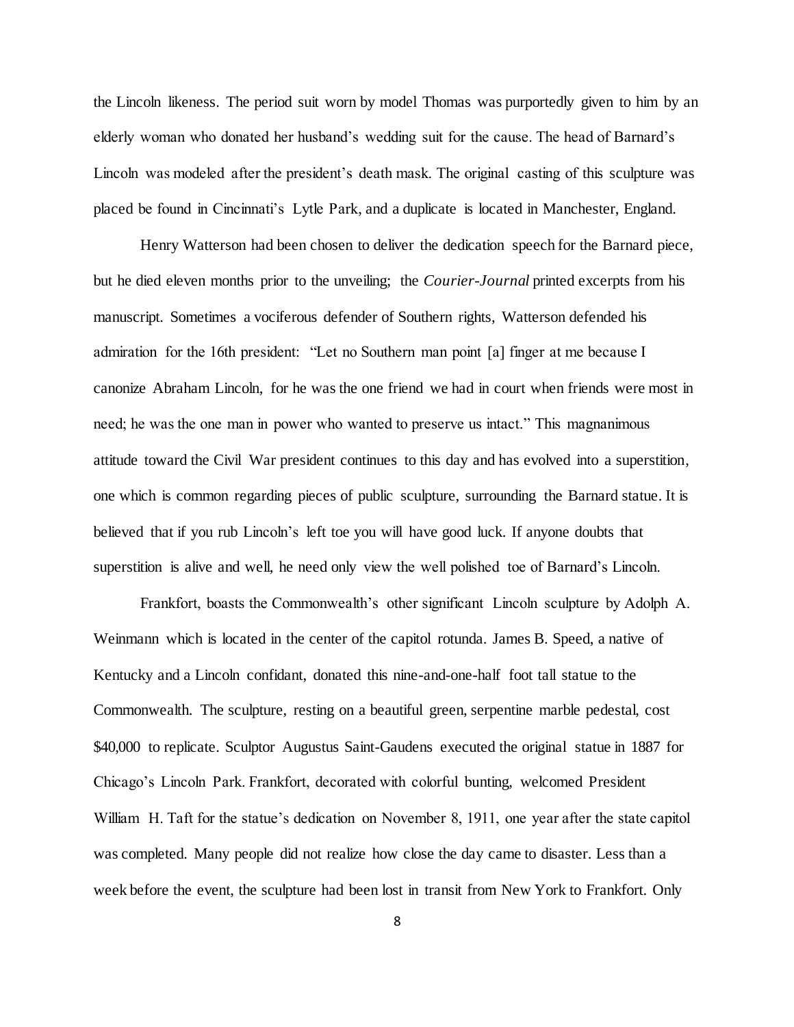the Lincoln likeness. The period suit worn by model Thomas was purportedly given to him by an elderly woman who donated her husband's wedding suit for the cause. The head of Barnard's Lincoln was modeled after the president's death mask. The original casting of this sculpture was placed be found in Cincinnati's Lytle Park, and a duplicate is located in Manchester, England.

Henry Watterson had been chosen to deliver the dedication speech for the Barnard piece, but he died eleven months prior to the unveiling; the *Courier-Journal* printed excerpts from his manuscript. Sometimes a vociferous defender of Southern rights, Watterson defended his admiration for the 16th president: "Let no Southern man point [a] finger at me because I canonize Abraham Lincoln, for he was the one friend we had in court when friends were most in need; he was the one man in power who wanted to preserve us intact." This magnanimous attitude toward the Civil War president continues to this day and has evolved into a superstition, one which is common regarding pieces of public sculpture, surrounding the Barnard statue. It is believed that if you rub Lincoln's left toe you will have good luck. If anyone doubts that superstition is alive and well, he need only view the well polished toe of Barnard's Lincoln.

Frankfort, boasts the Commonwealth's other significant Lincoln sculpture by Adolph A. Weinmann which is located in the center of the capitol rotunda. James B. Speed, a native of Kentucky and a Lincoln confidant, donated this nine-and-one-half foot tall statue to the Commonwealth. The sculpture, resting on a beautiful green, serpentine marble pedestal, cost $40,000 to replicate. Sculptor Augustus Saint-Gaudens executed the original statue in 1887 for Chicago's Lincoln Park. Frankfort, decorated with colorful bunting, welcomed President William H. Taft for the statue's dedication on November 8, 1911, one year after the state capitol was completed. Many people did not realize how close the day came to disaster. Less than a week before the event, the sculpture had been lost in transit from New York to Frankfort. Only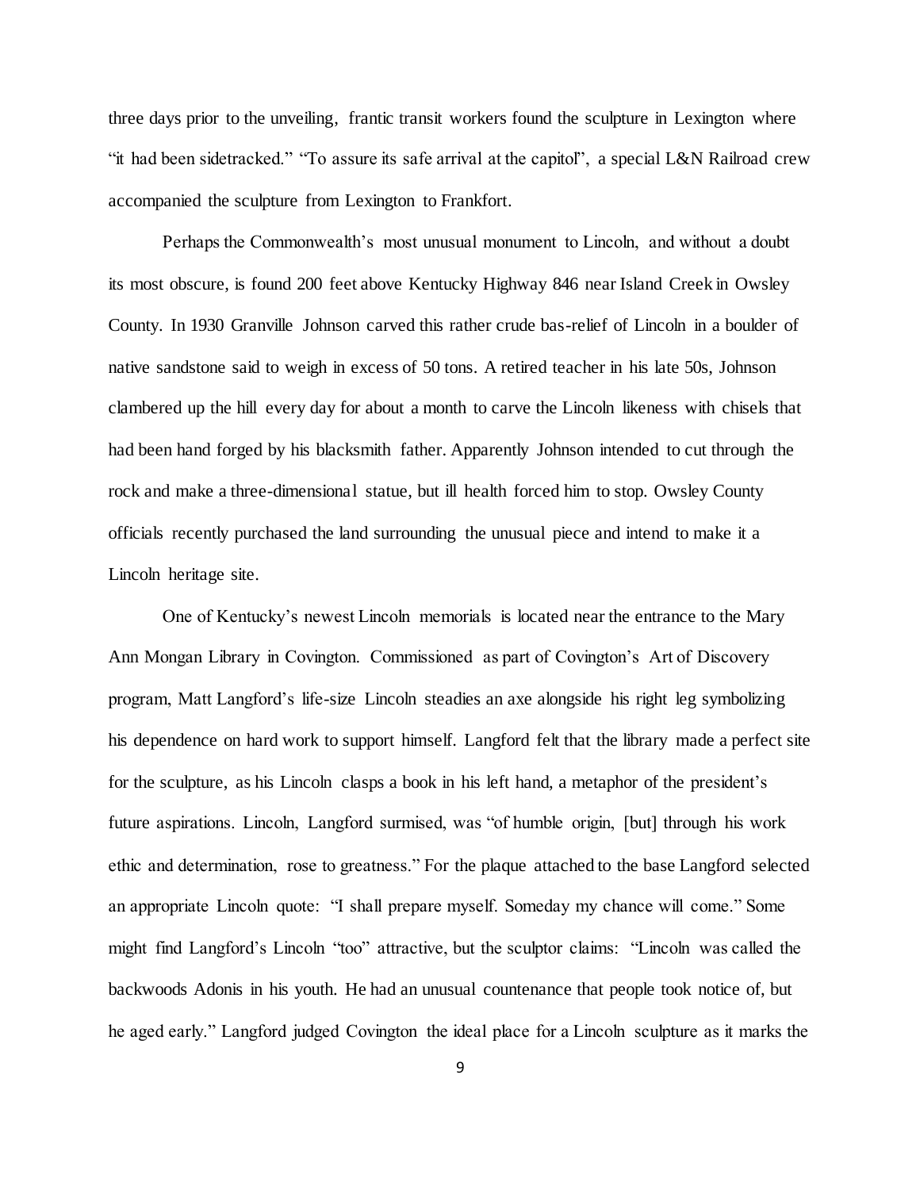three days prior to the unveiling, frantic transit workers found the sculpture in Lexington where "it had been sidetracked." "To assure its safe arrival at the capitol", a special L&N Railroad crew accompanied the sculpture from Lexington to Frankfort.

Perhaps the Commonwealth's most unusual monument to Lincoln, and without a doubt its most obscure, is found 200 feet above Kentucky Highway 846 near Island Creek in Owsley County. In 1930 Granville Johnson carved this rather crude bas-relief of Lincoln in a boulder of native sandstone said to weigh in excess of 50 tons. A retired teacher in his late 50s, Johnson clambered up the hill every day for about a month to carve the Lincoln likeness with chisels that had been hand forged by his blacksmith father. Apparently Johnson intended to cut through the rock and make a three-dimensional statue, but ill health forced him to stop. Owsley County officials recently purchased the land surrounding the unusual piece and intend to make it a Lincoln heritage site.

One of Kentucky's newest Lincoln memorials is located near the entrance to the Mary Ann Mongan Library in Covington. Commissioned as part of Covington's Art of Discovery program, Matt Langford's life-size Lincoln steadies an axe alongside his right leg symbolizing his dependence on hard work to support himself. Langford felt that the library made a perfect site for the sculpture, as his Lincoln clasps a book in his left hand, a metaphor of the president's future aspirations. Lincoln, Langford surmised, was "of humble origin, [but] through his work ethic and determination, rose to greatness." For the plaque attached to the base Langford selected an appropriate Lincoln quote: "I shall prepare myself. Someday my chance will come." Some might find Langford's Lincoln "too" attractive, but the sculptor claims: "Lincoln was called the backwoods Adonis in his youth. He had an unusual countenance that people took notice of, but he aged early." Langford judged Covington the ideal place for a Lincoln sculpture as it marks the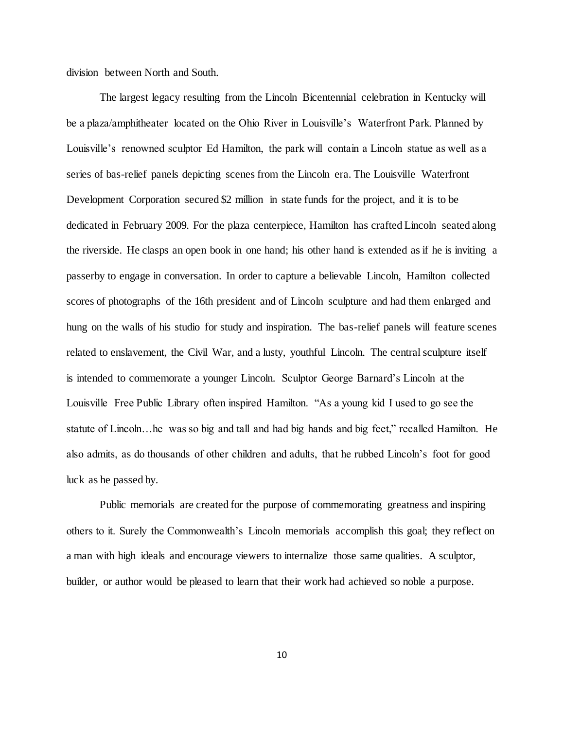division between North and South.

The largest legacy resulting from the Lincoln Bicentennial celebration in Kentucky will be a plaza/amphitheater located on the Ohio River in Louisville's Waterfront Park. Planned by Louisville's renowned sculptor Ed Hamilton, the park will contain a Lincoln statue as well as a series of bas-relief panels depicting scenes from the Lincoln era. The Louisville Waterfront Development Corporation secured $2 million in state funds for the project, and it is to be dedicated in February 2009. For the plaza centerpiece, Hamilton has crafted Lincoln seated along the riverside. He clasps an open book in one hand; his other hand is extended as if he is inviting a passerby to engage in conversation. In order to capture a believable Lincoln, Hamilton collected scores of photographs of the 16th president and of Lincoln sculpture and had them enlarged and hung on the walls of his studio for study and inspiration. The bas-relief panels will feature scenes related to enslavement, the Civil War, and a lusty, youthful Lincoln. The central sculpture itself is intended to commemorate a younger Lincoln. Sculptor George Barnard's Lincoln at the Louisville Free Public Library often inspired Hamilton. "As a young kid I used to go see the statute of Lincoln…he was so big and tall and had big hands and big feet," recalled Hamilton. He also admits, as do thousands of other children and adults, that he rubbed Lincoln's foot for good luck as he passed by.

Public memorials are created for the purpose of commemorating greatness and inspiring others to it. Surely the Commonwealth's Lincoln memorials accomplish this goal; they reflect on a man with high ideals and encourage viewers to internalize those same qualities. A sculptor, builder, or author would be pleased to learn that their work had achieved so noble a purpose.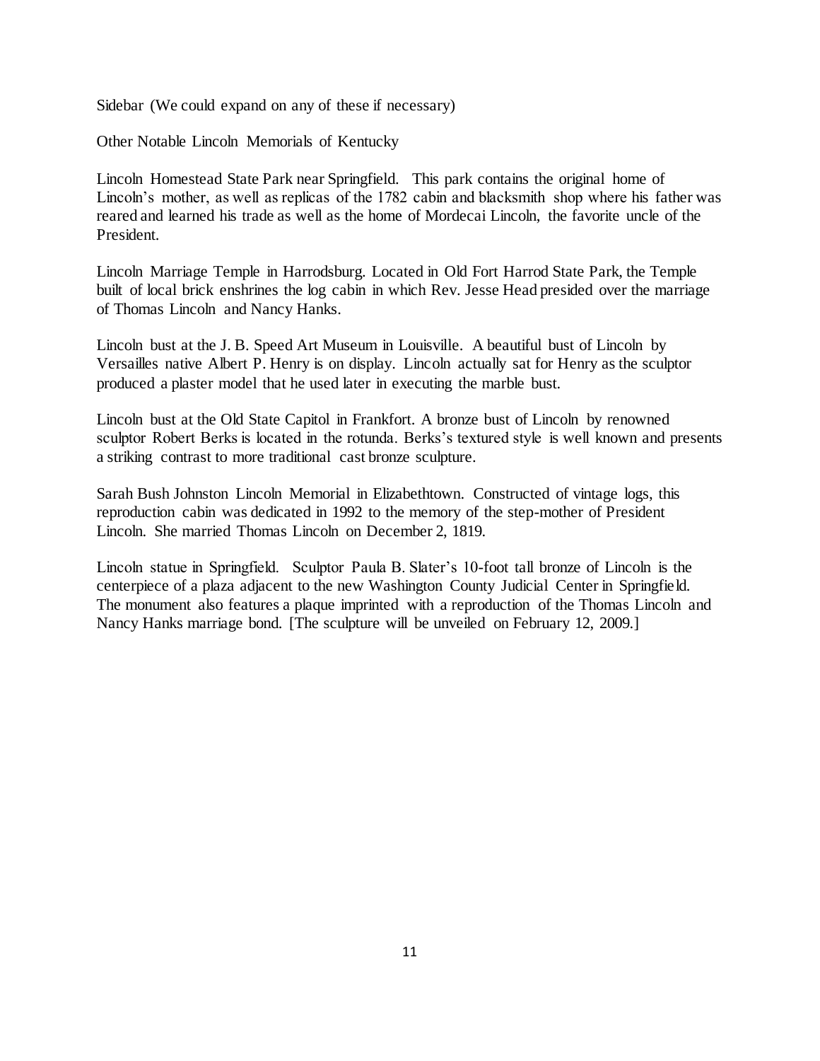Sidebar (We could expand on any of these if necessary)

Other Notable Lincoln Memorials of Kentucky

Lincoln Homestead State Park near Springfield. This park contains the original home of Lincoln's mother, as well as replicas of the 1782 cabin and blacksmith shop where his father was reared and learned his trade as well as the home of Mordecai Lincoln, the favorite uncle of the President.

Lincoln Marriage Temple in Harrodsburg. Located in Old Fort Harrod State Park, the Temple built of local brick enshrines the log cabin in which Rev. Jesse Head presided over the marriage of Thomas Lincoln and Nancy Hanks.

Lincoln bust at the J. B. Speed Art Museum in Louisville. A beautiful bust of Lincoln by Versailles native Albert P. Henry is on display. Lincoln actually sat for Henry as the sculptor produced a plaster model that he used later in executing the marble bust.

Lincoln bust at the Old State Capitol in Frankfort. A bronze bust of Lincoln by renowned sculptor Robert Berks is located in the rotunda. Berks's textured style is well known and presents a striking contrast to more traditional cast bronze sculpture.

Sarah Bush Johnston Lincoln Memorial in Elizabethtown. Constructed of vintage logs, this reproduction cabin was dedicated in 1992 to the memory of the step-mother of President Lincoln. She married Thomas Lincoln on December 2, 1819.

Lincoln statue in Springfield. Sculptor Paula B. Slater's 10-foot tall bronze of Lincoln is the centerpiece of a plaza adjacent to the new Washington County Judicial Center in Springfield. The monument also features a plaque imprinted with a reproduction of the Thomas Lincoln and Nancy Hanks marriage bond. [The sculpture will be unveiled on February 12, 2009.]